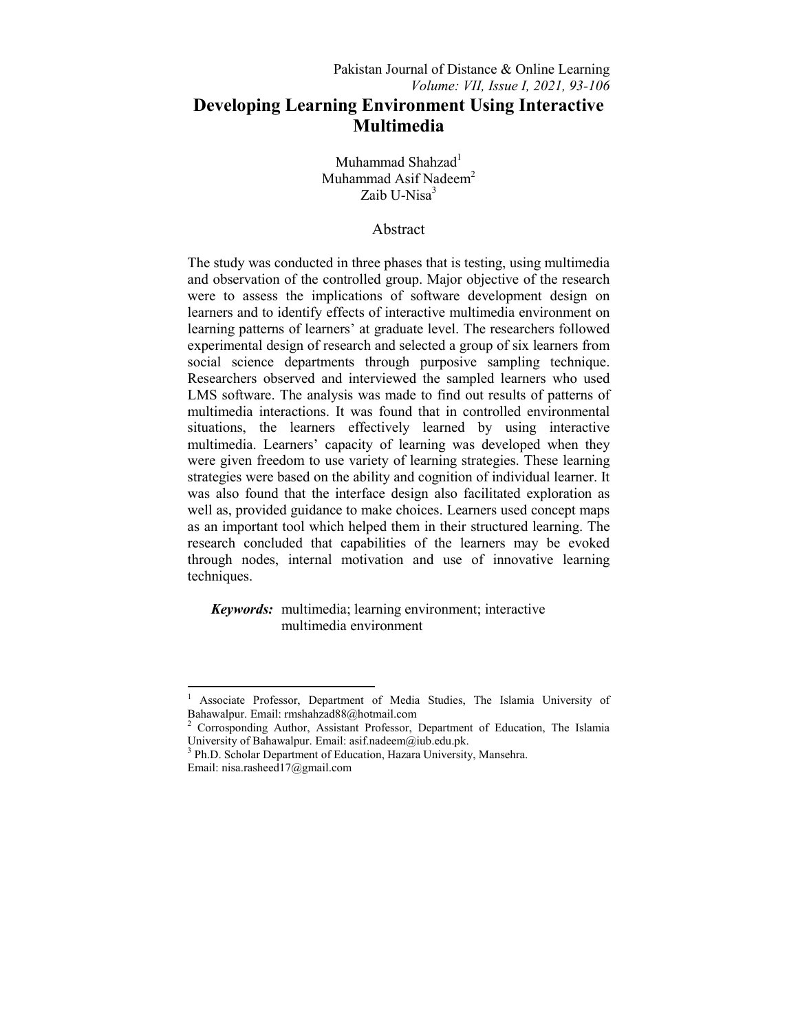# Developing Learning Environment Using Interactive Multimedia

Muhammad Shahzad[1]
Muhammad Asif Nadeem[2]
Zaib U-Nisa[3]

## Abstract

The study was conducted in three phases that is testing, using multimedia and observation of the controlled group. Major objective of the research were to assess the implications of software development design on learners and to identify effects of interactive multimedia environment on learning patterns of learners' at graduate level. The researchers followed experimental design of research and selected a group of six learners from social science departments through purposive sampling technique. Researchers observed and interviewed the sampled learners who used LMS software. The analysis was made to find out results of patterns of multimedia interactions. It was found that in controlled environmental situations, the learners effectively learned by using interactive multimedia. Learners' capacity of learning was developed when they were given freedom to use variety of learning strategies. These learning strategies were based on the ability and cognition of individual learner. It was also found that the interface design also facilitated exploration as well as, provided guidance to make choices. Learners used concept maps as an important tool which helped them in their structured learning. The research concluded that capabilities of the learners may be evoked through nodes, internal motivation and use of innovative learning techniques.

***Keywords:*** multimedia; learning environment; interactive multimedia environment

---

[1] Associate Professor, Department of Media Studies, The Islamia University of Bahawalpur. Email: rmshahzad88@hotmail.com

[2] Corrosponding Author, Assistant Professor, Department of Education, The Islamia University of Bahawalpur. Email: asif.nadeem@iub.edu.pk.

[3] Ph.D. Scholar Department of Education, Hazara University, Mansehra. Email: nisa.rasheed17@gmail.com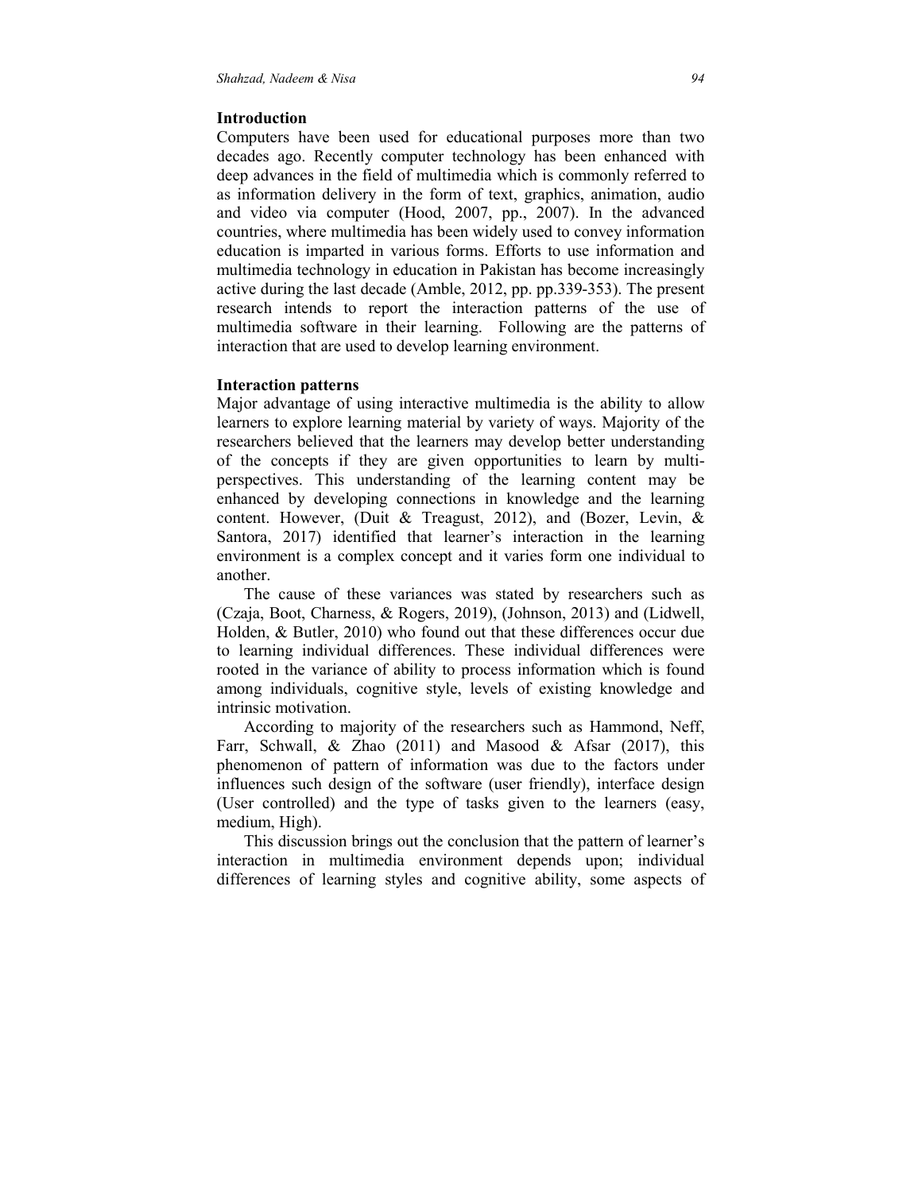## Introduction

Computers have been used for educational purposes more than two decades ago. Recently computer technology has been enhanced with deep advances in the field of multimedia which is commonly referred to as information delivery in the form of text, graphics, animation, audio and video via computer (Hood, 2007, pp., 2007). In the advanced countries, where multimedia has been widely used to convey information education is imparted in various forms. Efforts to use information and multimedia technology in education in Pakistan has become increasingly active during the last decade (Amble, 2012, pp. pp.339-353). The present research intends to report the interaction patterns of the use of multimedia software in their learning. Following are the patterns of interaction that are used to develop learning environment.

## Interaction patterns

Major advantage of using interactive multimedia is the ability to allow learners to explore learning material by variety of ways. Majority of the researchers believed that the learners may develop better understanding of the concepts if they are given opportunities to learn by multi-perspectives. This understanding of the learning content may be enhanced by developing connections in knowledge and the learning content. However, (Duit & Treagust, 2012), and (Bozer, Levin, & Santora, 2017) identified that learner's interaction in the learning environment is a complex concept and it varies form one individual to another.

The cause of these variances was stated by researchers such as (Czaja, Boot, Charness, & Rogers, 2019), (Johnson, 2013) and (Lidwell, Holden, & Butler, 2010) who found out that these differences occur due to learning individual differences. These individual differences were rooted in the variance of ability to process information which is found among individuals, cognitive style, levels of existing knowledge and intrinsic motivation.

According to majority of the researchers such as Hammond, Neff, Farr, Schwall, & Zhao (2011) and Masood & Afsar (2017), this phenomenon of pattern of information was due to the factors under influences such design of the software (user friendly), interface design (User controlled) and the type of tasks given to the learners (easy, medium, High).

This discussion brings out the conclusion that the pattern of learner's interaction in multimedia environment depends upon; individual differences of learning styles and cognitive ability, some aspects of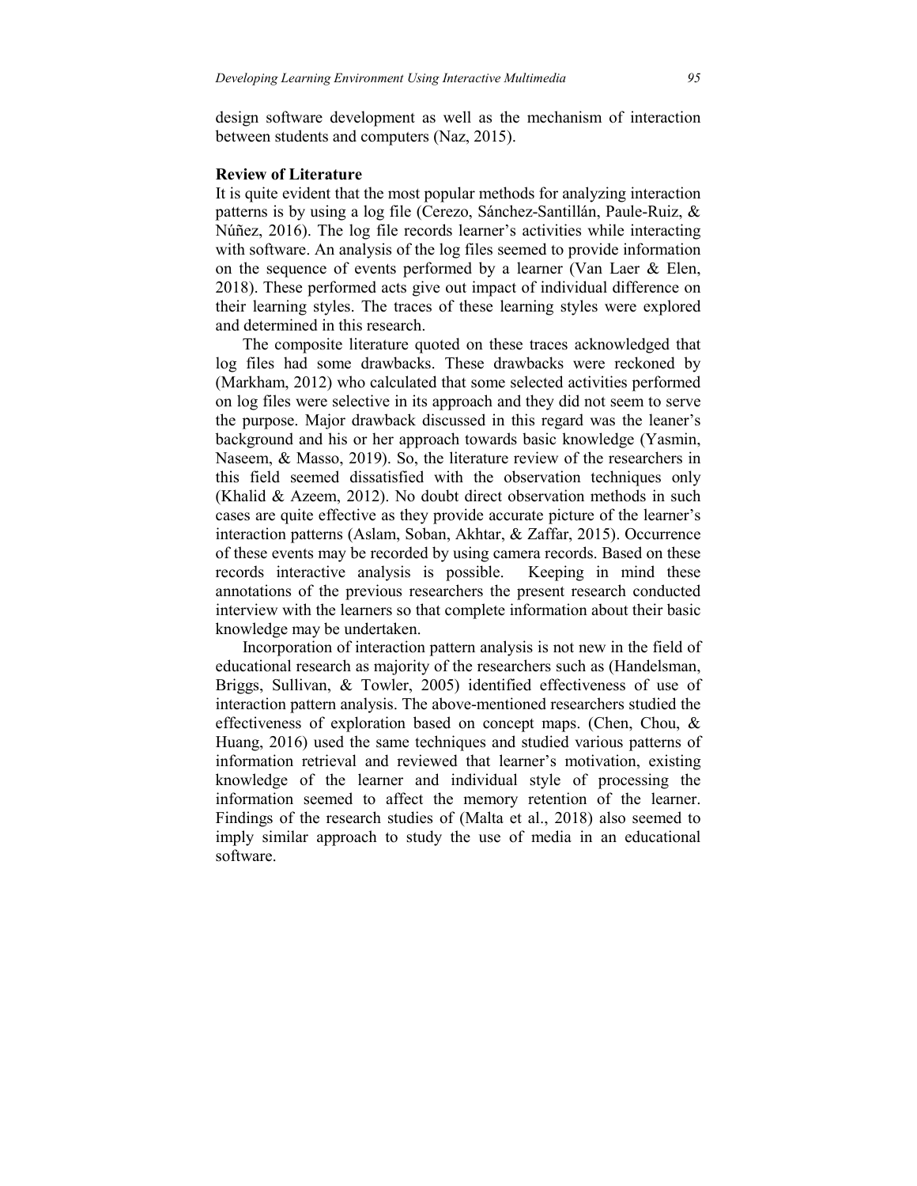design software development as well as the mechanism of interaction between students and computers (Naz, 2015).

**Review of Literature**

It is quite evident that the most popular methods for analyzing interaction patterns is by using a log file (Cerezo, Sánchez-Santillán, Paule-Ruiz, & Núñez, 2016). The log file records learner's activities while interacting with software. An analysis of the log files seemed to provide information on the sequence of events performed by a learner (Van Laer & Elen, 2018). These performed acts give out impact of individual difference on their learning styles. The traces of these learning styles were explored and determined in this research.

The composite literature quoted on these traces acknowledged that log files had some drawbacks. These drawbacks were reckoned by (Markham, 2012) who calculated that some selected activities performed on log files were selective in its approach and they did not seem to serve the purpose. Major drawback discussed in this regard was the leaner's background and his or her approach towards basic knowledge (Yasmin, Naseem, & Masso, 2019). So, the literature review of the researchers in this field seemed dissatisfied with the observation techniques only (Khalid & Azeem, 2012). No doubt direct observation methods in such cases are quite effective as they provide accurate picture of the learner's interaction patterns (Aslam, Soban, Akhtar, & Zaffar, 2015). Occurrence of these events may be recorded by using camera records. Based on these records interactive analysis is possible. Keeping in mind these annotations of the previous researchers the present research conducted interview with the learners so that complete information about their basic knowledge may be undertaken.

Incorporation of interaction pattern analysis is not new in the field of educational research as majority of the researchers such as (Handelsman, Briggs, Sullivan, & Towler, 2005) identified effectiveness of use of interaction pattern analysis. The above-mentioned researchers studied the effectiveness of exploration based on concept maps. (Chen, Chou, & Huang, 2016) used the same techniques and studied various patterns of information retrieval and reviewed that learner's motivation, existing knowledge of the learner and individual style of processing the information seemed to affect the memory retention of the learner. Findings of the research studies of (Malta et al., 2018) also seemed to imply similar approach to study the use of media in an educational software.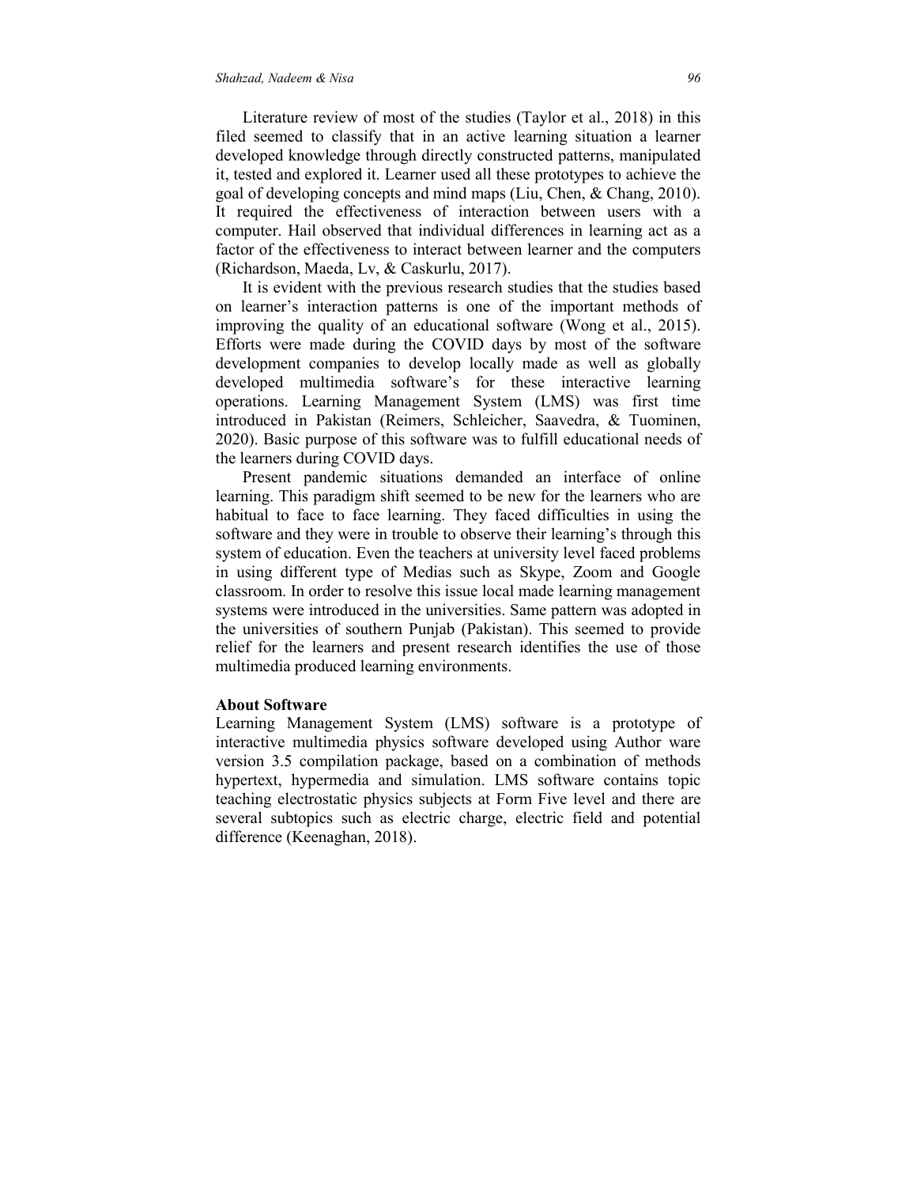Literature review of most of the studies (Taylor et al., 2018) in this filed seemed to classify that in an active learning situation a learner developed knowledge through directly constructed patterns, manipulated it, tested and explored it. Learner used all these prototypes to achieve the goal of developing concepts and mind maps (Liu, Chen, & Chang, 2010). It required the effectiveness of interaction between users with a computer. Hail observed that individual differences in learning act as a factor of the effectiveness to interact between learner and the computers (Richardson, Maeda, Lv, & Caskurlu, 2017).

It is evident with the previous research studies that the studies based on learner's interaction patterns is one of the important methods of improving the quality of an educational software (Wong et al., 2015). Efforts were made during the COVID days by most of the software development companies to develop locally made as well as globally developed multimedia software's for these interactive learning operations. Learning Management System (LMS) was first time introduced in Pakistan (Reimers, Schleicher, Saavedra, & Tuominen, 2020). Basic purpose of this software was to fulfill educational needs of the learners during COVID days.

Present pandemic situations demanded an interface of online learning. This paradigm shift seemed to be new for the learners who are habitual to face to face learning. They faced difficulties in using the software and they were in trouble to observe their learning's through this system of education. Even the teachers at university level faced problems in using different type of Medias such as Skype, Zoom and Google classroom. In order to resolve this issue local made learning management systems were introduced in the universities. Same pattern was adopted in the universities of southern Punjab (Pakistan). This seemed to provide relief for the learners and present research identifies the use of those multimedia produced learning environments.

**About Software**

Learning Management System (LMS) software is a prototype of interactive multimedia physics software developed using Author ware version 3.5 compilation package, based on a combination of methods hypertext, hypermedia and simulation. LMS software contains topic teaching electrostatic physics subjects at Form Five level and there are several subtopics such as electric charge, electric field and potential difference (Keenaghan, 2018).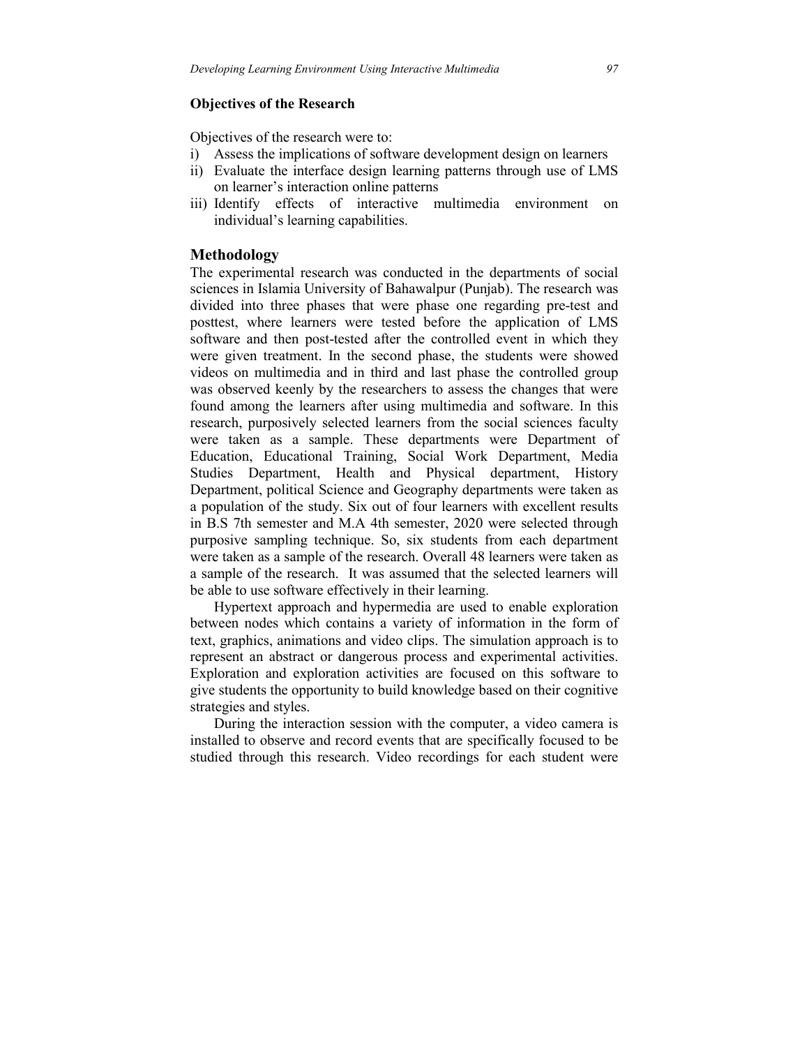### Objectives of the Research

Objectives of the research were to:

i) Assess the implications of software development design on learners
ii) Evaluate the interface design learning patterns through use of LMS on learner's interaction online patterns
iii) Identify effects of interactive multimedia environment on individual's learning capabilities.

## Methodology

The experimental research was conducted in the departments of social sciences in Islamia University of Bahawalpur (Punjab). The research was divided into three phases that were phase one regarding pre-test and posttest, where learners were tested before the application of LMS software and then post-tested after the controlled event in which they were given treatment. In the second phase, the students were showed videos on multimedia and in third and last phase the controlled group was observed keenly by the researchers to assess the changes that were found among the learners after using multimedia and software. In this research, purposively selected learners from the social sciences faculty were taken as a sample. These departments were Department of Education, Educational Training, Social Work Department, Media Studies Department, Health and Physical department, History Department, political Science and Geography departments were taken as a population of the study. Six out of four learners with excellent results in B.S 7th semester and M.A 4th semester, 2020 were selected through purposive sampling technique. So, six students from each department were taken as a sample of the research. Overall 48 learners were taken as a sample of the research. It was assumed that the selected learners will be able to use software effectively in their learning.

Hypertext approach and hypermedia are used to enable exploration between nodes which contains a variety of information in the form of text, graphics, animations and video clips. The simulation approach is to represent an abstract or dangerous process and experimental activities. Exploration and exploration activities are focused on this software to give students the opportunity to build knowledge based on their cognitive strategies and styles.

During the interaction session with the computer, a video camera is installed to observe and record events that are specifically focused to be studied through this research. Video recordings for each student were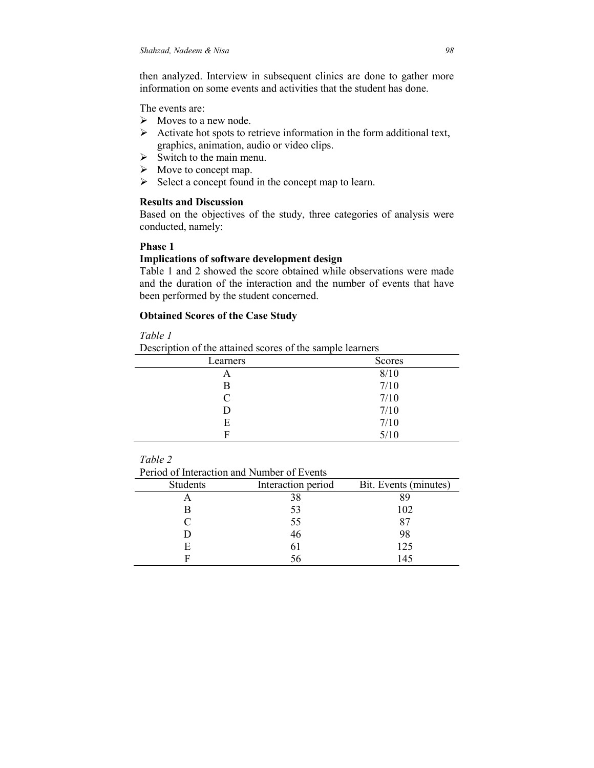then analyzed. Interview in subsequent clinics are done to gather more information on some events and activities that the student has done.

The events are:

- Moves to a new node.
- Activate hot spots to retrieve information in the form additional text, graphics, animation, audio or video clips.
- Switch to the main menu.
- Move to concept map.
- Select a concept found in the concept map to learn.

**Results and Discussion**

Based on the objectives of the study, three categories of analysis were conducted, namely:

**Phase 1**

**Implications of software development design**

Table 1 and 2 showed the score obtained while observations were made and the duration of the interaction and the number of events that have been performed by the student concerned.

**Obtained Scores of the Case Study**

*Table 1*

Description of the attained scores of the sample learners

| Learners | Scores |
|---|---|
| A | 8/10 |
| B | 7/10 |
| C | 7/10 |
| D | 7/10 |
| E | 7/10 |
| F | 5/10 |

*Table 2*

Period of Interaction and Number of Events

| Students | Interaction period | Bit. Events (minutes) |
|---|---|---|
| A | 38 | 89 |
| B | 53 | 102 |
| C | 55 | 87 |
| D | 46 | 98 |
| E | 61 | 125 |
| F | 56 | 145 |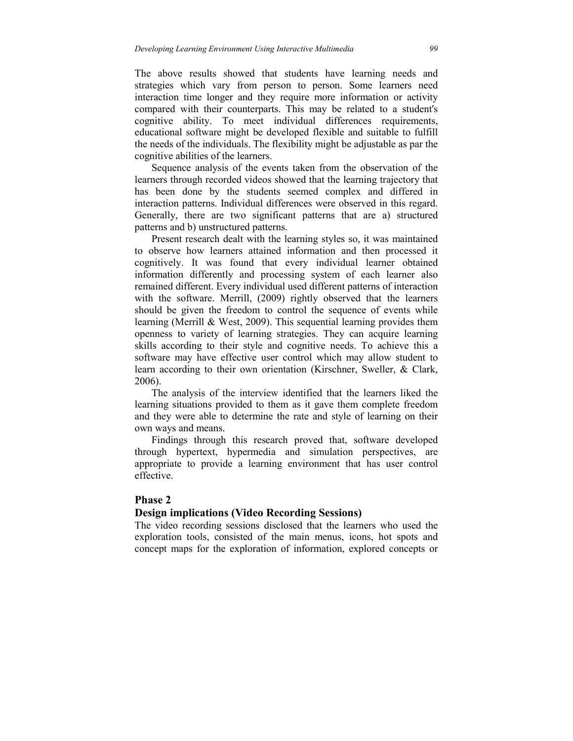The above results showed that students have learning needs and strategies which vary from person to person. Some learners need interaction time longer and they require more information or activity compared with their counterparts. This may be related to a student's cognitive ability. To meet individual differences requirements, educational software might be developed flexible and suitable to fulfill the needs of the individuals. The flexibility might be adjustable as par the cognitive abilities of the learners.

Sequence analysis of the events taken from the observation of the learners through recorded videos showed that the learning trajectory that has been done by the students seemed complex and differed in interaction patterns. Individual differences were observed in this regard. Generally, there are two significant patterns that are a) structured patterns and b) unstructured patterns.

Present research dealt with the learning styles so, it was maintained to observe how learners attained information and then processed it cognitively. It was found that every individual learner obtained information differently and processing system of each learner also remained different. Every individual used different patterns of interaction with the software. Merrill, (2009) rightly observed that the learners should be given the freedom to control the sequence of events while learning (Merrill & West, 2009). This sequential learning provides them openness to variety of learning strategies. They can acquire learning skills according to their style and cognitive needs. To achieve this a software may have effective user control which may allow student to learn according to their own orientation (Kirschner, Sweller, & Clark, 2006).

The analysis of the interview identified that the learners liked the learning situations provided to them as it gave them complete freedom and they were able to determine the rate and style of learning on their own ways and means.

Findings through this research proved that, software developed through hypertext, hypermedia and simulation perspectives, are appropriate to provide a learning environment that has user control effective.

## Phase 2

### Design implications (Video Recording Sessions)

The video recording sessions disclosed that the learners who used the exploration tools, consisted of the main menus, icons, hot spots and concept maps for the exploration of information, explored concepts or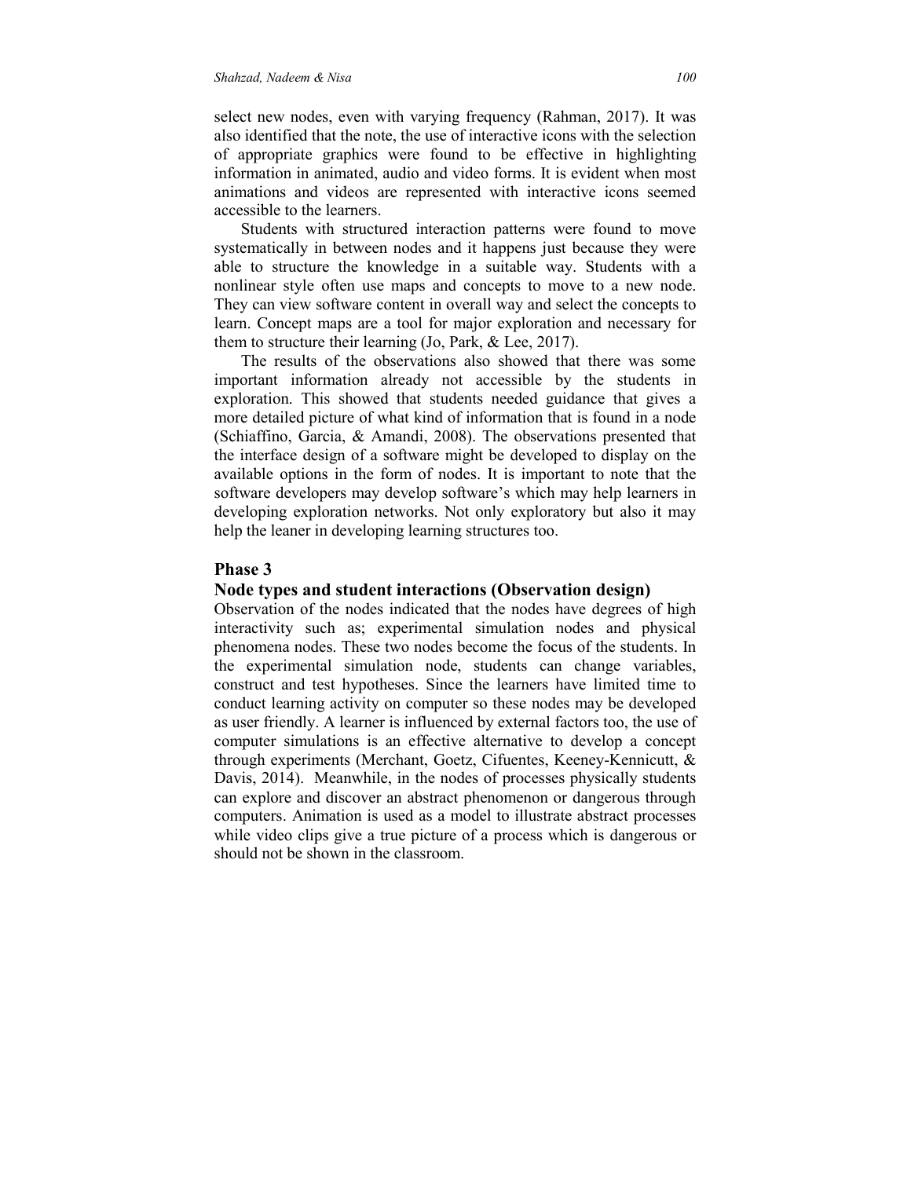select new nodes, even with varying frequency (Rahman, 2017). It was also identified that the note, the use of interactive icons with the selection of appropriate graphics were found to be effective in highlighting information in animated, audio and video forms. It is evident when most animations and videos are represented with interactive icons seemed accessible to the learners.

Students with structured interaction patterns were found to move systematically in between nodes and it happens just because they were able to structure the knowledge in a suitable way. Students with a nonlinear style often use maps and concepts to move to a new node. They can view software content in overall way and select the concepts to learn. Concept maps are a tool for major exploration and necessary for them to structure their learning (Jo, Park, & Lee, 2017).

The results of the observations also showed that there was some important information already not accessible by the students in exploration. This showed that students needed guidance that gives a more detailed picture of what kind of information that is found in a node (Schiaffino, Garcia, & Amandi, 2008). The observations presented that the interface design of a software might be developed to display on the available options in the form of nodes. It is important to note that the software developers may develop software's which may help learners in developing exploration networks. Not only exploratory but also it may help the leaner in developing learning structures too.

## Phase 3

### Node types and student interactions (Observation design)

Observation of the nodes indicated that the nodes have degrees of high interactivity such as; experimental simulation nodes and physical phenomena nodes. These two nodes become the focus of the students. In the experimental simulation node, students can change variables, construct and test hypotheses. Since the learners have limited time to conduct learning activity on computer so these nodes may be developed as user friendly. A learner is influenced by external factors too, the use of computer simulations is an effective alternative to develop a concept through experiments (Merchant, Goetz, Cifuentes, Keeney-Kennicutt, & Davis, 2014). Meanwhile, in the nodes of processes physically students can explore and discover an abstract phenomenon or dangerous through computers. Animation is used as a model to illustrate abstract processes while video clips give a true picture of a process which is dangerous or should not be shown in the classroom.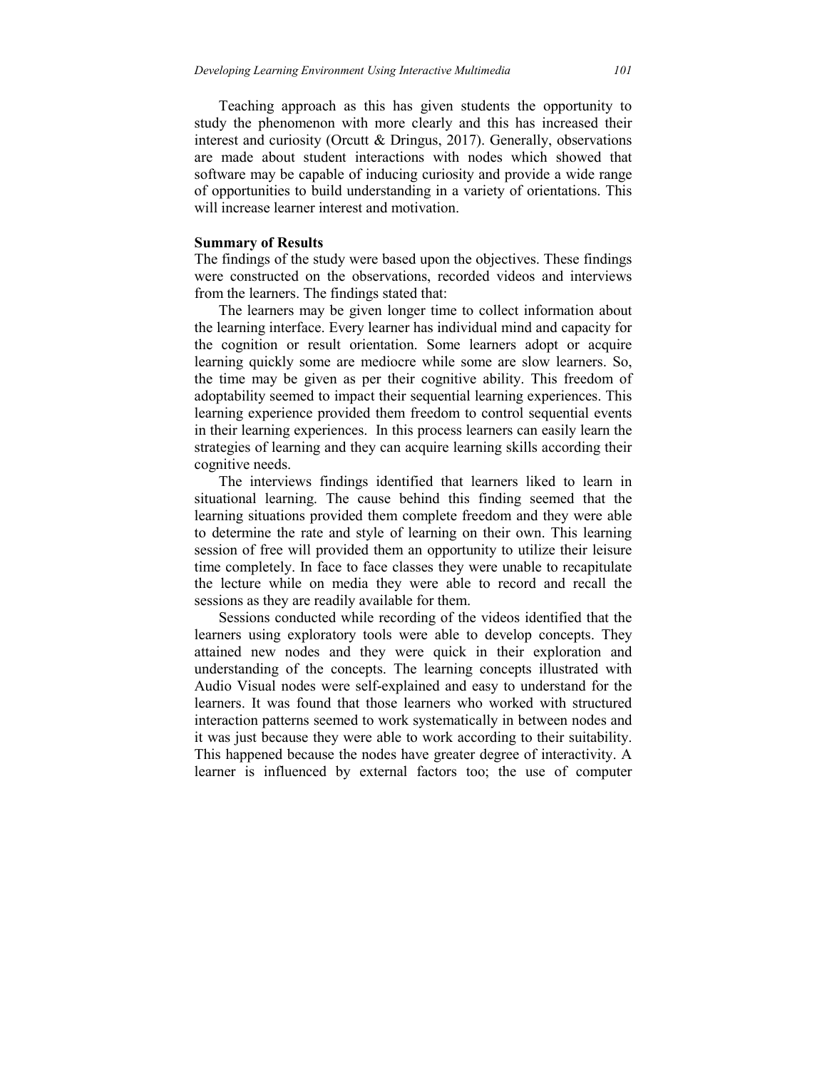Teaching approach as this has given students the opportunity to study the phenomenon with more clearly and this has increased their interest and curiosity (Orcutt & Dringus, 2017). Generally, observations are made about student interactions with nodes which showed that software may be capable of inducing curiosity and provide a wide range of opportunities to build understanding in a variety of orientations. This will increase learner interest and motivation.

**Summary of Results**

The findings of the study were based upon the objectives. These findings were constructed on the observations, recorded videos and interviews from the learners. The findings stated that:

The learners may be given longer time to collect information about the learning interface. Every learner has individual mind and capacity for the cognition or result orientation. Some learners adopt or acquire learning quickly some are mediocre while some are slow learners. So, the time may be given as per their cognitive ability. This freedom of adoptability seemed to impact their sequential learning experiences. This learning experience provided them freedom to control sequential events in their learning experiences. In this process learners can easily learn the strategies of learning and they can acquire learning skills according their cognitive needs.

The interviews findings identified that learners liked to learn in situational learning. The cause behind this finding seemed that the learning situations provided them complete freedom and they were able to determine the rate and style of learning on their own. This learning session of free will provided them an opportunity to utilize their leisure time completely. In face to face classes they were unable to recapitulate the lecture while on media they were able to record and recall the sessions as they are readily available for them.

Sessions conducted while recording of the videos identified that the learners using exploratory tools were able to develop concepts. They attained new nodes and they were quick in their exploration and understanding of the concepts. The learning concepts illustrated with Audio Visual nodes were self-explained and easy to understand for the learners. It was found that those learners who worked with structured interaction patterns seemed to work systematically in between nodes and it was just because they were able to work according to their suitability. This happened because the nodes have greater degree of interactivity. A learner is influenced by external factors too; the use of computer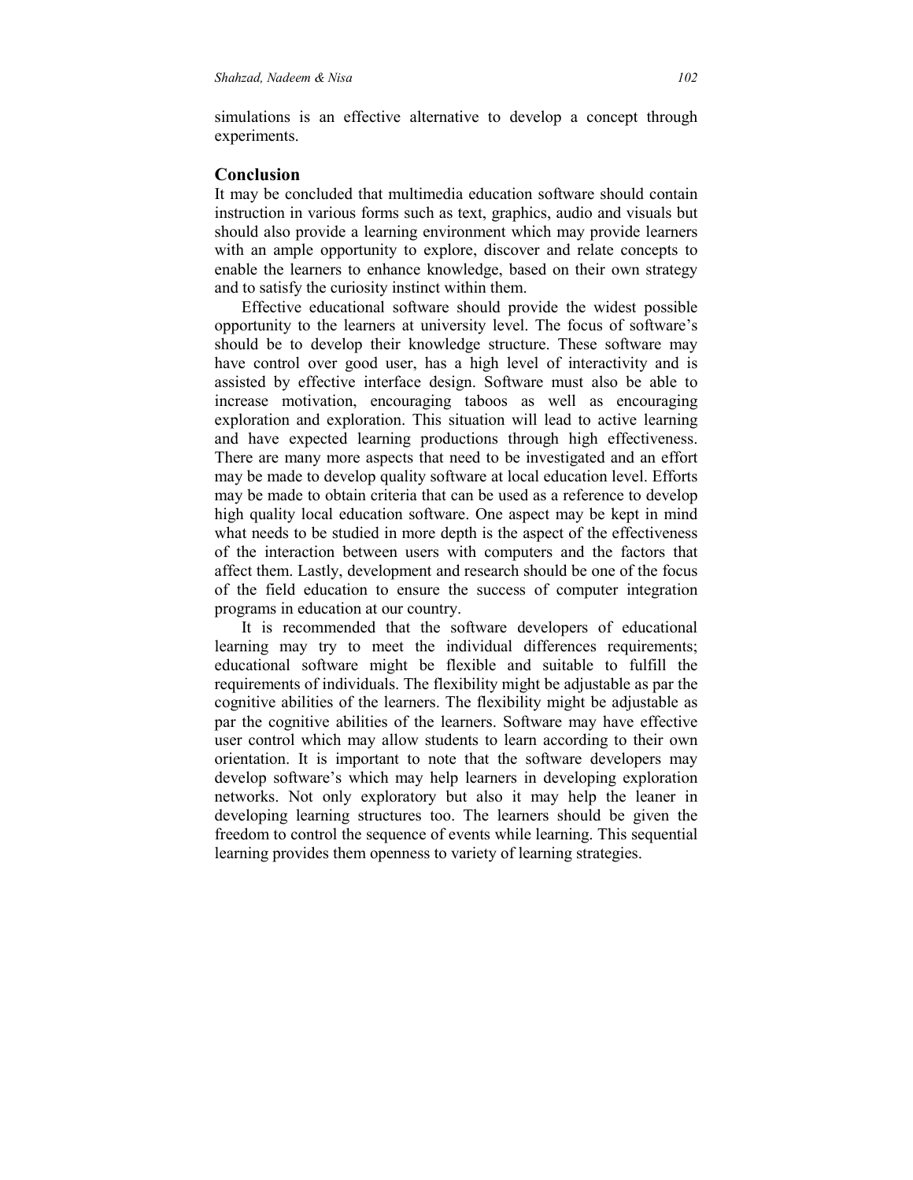simulations is an effective alternative to develop a concept through experiments.

## Conclusion

It may be concluded that multimedia education software should contain instruction in various forms such as text, graphics, audio and visuals but should also provide a learning environment which may provide learners with an ample opportunity to explore, discover and relate concepts to enable the learners to enhance knowledge, based on their own strategy and to satisfy the curiosity instinct within them.

Effective educational software should provide the widest possible opportunity to the learners at university level. The focus of software's should be to develop their knowledge structure. These software may have control over good user, has a high level of interactivity and is assisted by effective interface design. Software must also be able to increase motivation, encouraging taboos as well as encouraging exploration and exploration. This situation will lead to active learning and have expected learning productions through high effectiveness. There are many more aspects that need to be investigated and an effort may be made to develop quality software at local education level. Efforts may be made to obtain criteria that can be used as a reference to develop high quality local education software. One aspect may be kept in mind what needs to be studied in more depth is the aspect of the effectiveness of the interaction between users with computers and the factors that affect them. Lastly, development and research should be one of the focus of the field education to ensure the success of computer integration programs in education at our country.

It is recommended that the software developers of educational learning may try to meet the individual differences requirements; educational software might be flexible and suitable to fulfill the requirements of individuals. The flexibility might be adjustable as par the cognitive abilities of the learners. The flexibility might be adjustable as par the cognitive abilities of the learners. Software may have effective user control which may allow students to learn according to their own orientation. It is important to note that the software developers may develop software's which may help learners in developing exploration networks. Not only exploratory but also it may help the leaner in developing learning structures too. The learners should be given the freedom to control the sequence of events while learning. This sequential learning provides them openness to variety of learning strategies.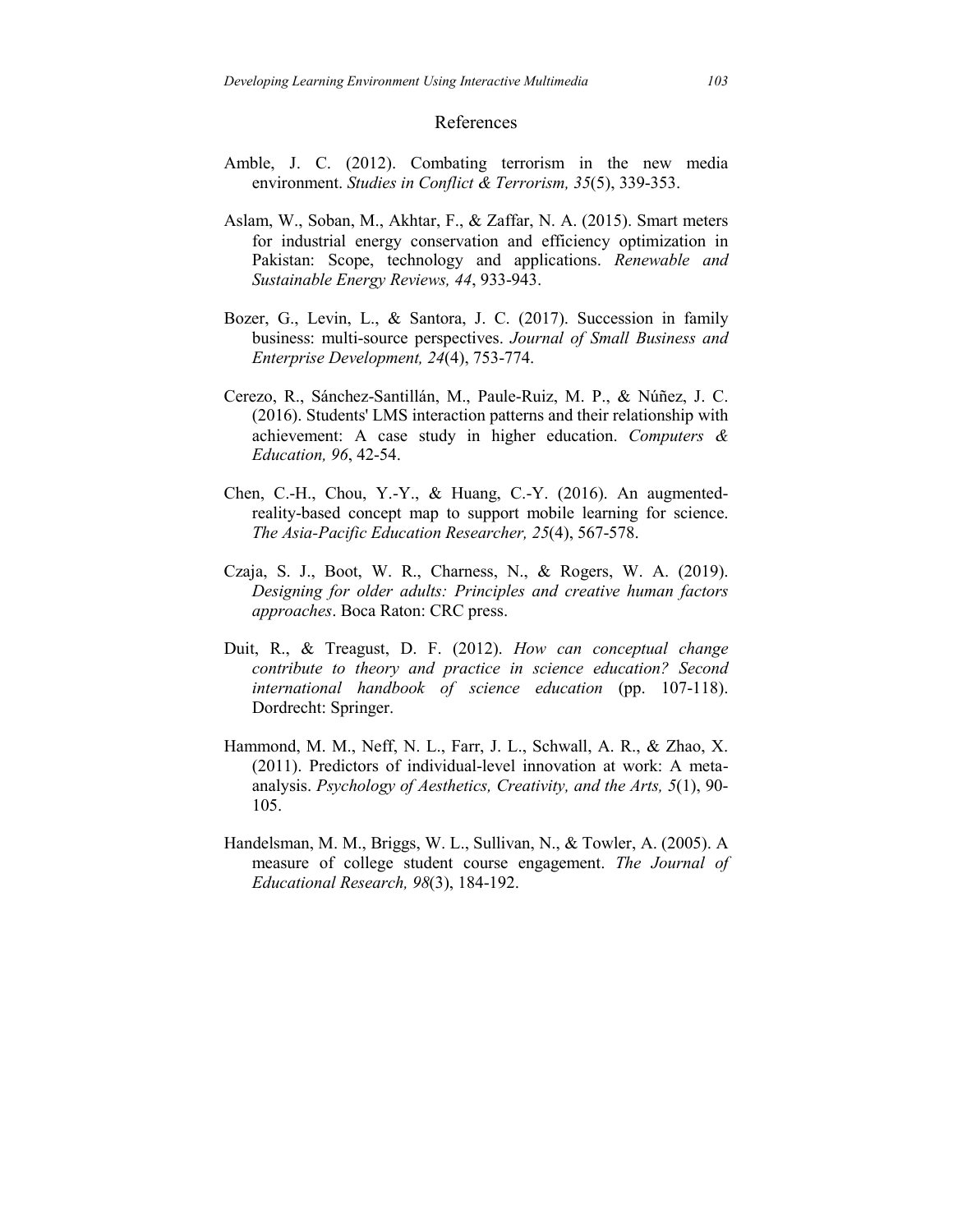## References

Amble, J. C. (2012). Combating terrorism in the new media environment. *Studies in Conflict & Terrorism, 35*(5), 339-353.

Aslam, W., Soban, M., Akhtar, F., & Zaffar, N. A. (2015). Smart meters for industrial energy conservation and efficiency optimization in Pakistan: Scope, technology and applications. *Renewable and Sustainable Energy Reviews, 44*, 933-943.

Bozer, G., Levin, L., & Santora, J. C. (2017). Succession in family business: multi-source perspectives. *Journal of Small Business and Enterprise Development, 24*(4), 753-774.

Cerezo, R., Sánchez-Santillán, M., Paule-Ruiz, M. P., & Núñez, J. C. (2016). Students' LMS interaction patterns and their relationship with achievement: A case study in higher education. *Computers & Education, 96*, 42-54.

Chen, C.-H., Chou, Y.-Y., & Huang, C.-Y. (2016). An augmented-reality-based concept map to support mobile learning for science. *The Asia-Pacific Education Researcher, 25*(4), 567-578.

Czaja, S. J., Boot, W. R., Charness, N., & Rogers, W. A. (2019). *Designing for older adults: Principles and creative human factors approaches*. Boca Raton: CRC press.

Duit, R., & Treagust, D. F. (2012). *How can conceptual change contribute to theory and practice in science education? Second international handbook of science education* (pp. 107-118). Dordrecht: Springer.

Hammond, M. M., Neff, N. L., Farr, J. L., Schwall, A. R., & Zhao, X. (2011). Predictors of individual-level innovation at work: A meta-analysis. *Psychology of Aesthetics, Creativity, and the Arts, 5*(1), 90-105.

Handelsman, M. M., Briggs, W. L., Sullivan, N., & Towler, A. (2005). A measure of college student course engagement. *The Journal of Educational Research, 98*(3), 184-192.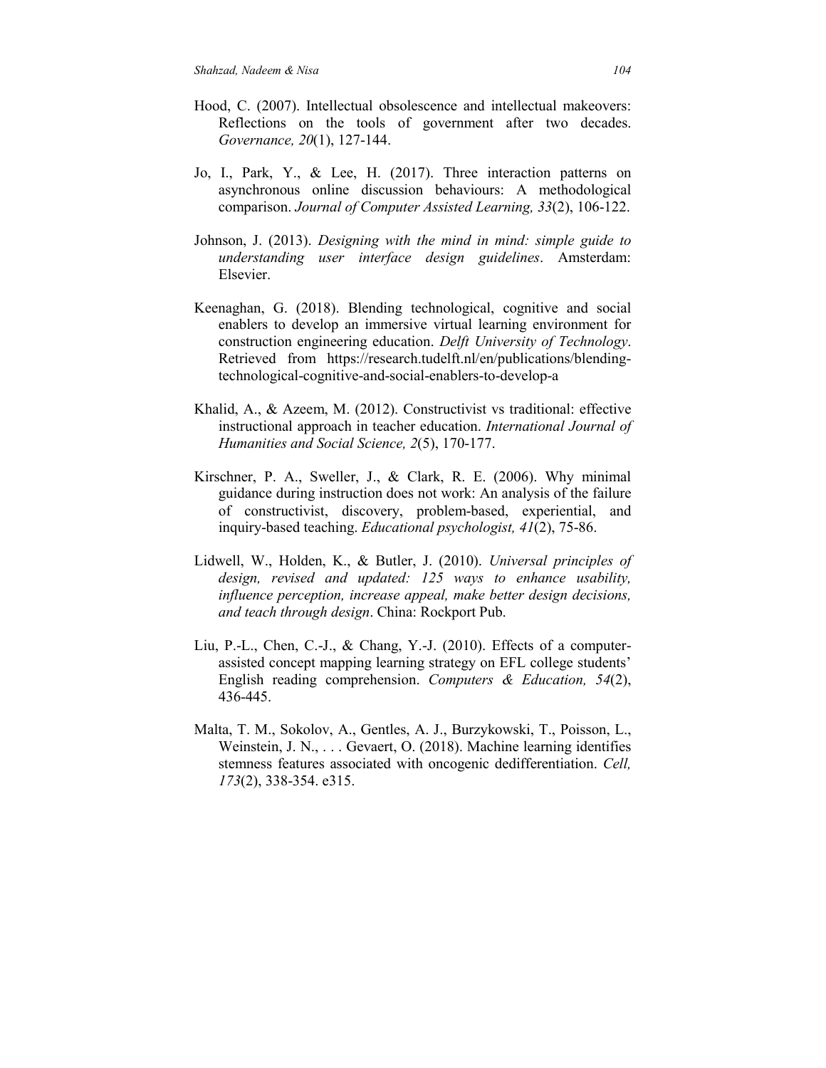Hood, C. (2007). Intellectual obsolescence and intellectual makeovers: Reflections on the tools of government after two decades. *Governance, 20*(1), 127-144.

Jo, I., Park, Y., & Lee, H. (2017). Three interaction patterns on asynchronous online discussion behaviours: A methodological comparison. *Journal of Computer Assisted Learning, 33*(2), 106-122.

Johnson, J. (2013). *Designing with the mind in mind: simple guide to understanding user interface design guidelines*. Amsterdam: Elsevier.

Keenaghan, G. (2018). Blending technological, cognitive and social enablers to develop an immersive virtual learning environment for construction engineering education. *Delft University of Technology*. Retrieved from https://research.tudelft.nl/en/publications/blending-technological-cognitive-and-social-enablers-to-develop-a

Khalid, A., & Azeem, M. (2012). Constructivist vs traditional: effective instructional approach in teacher education. *International Journal of Humanities and Social Science, 2*(5), 170-177.

Kirschner, P. A., Sweller, J., & Clark, R. E. (2006). Why minimal guidance during instruction does not work: An analysis of the failure of constructivist, discovery, problem-based, experiential, and inquiry-based teaching. *Educational psychologist, 41*(2), 75-86.

Lidwell, W., Holden, K., & Butler, J. (2010). *Universal principles of design, revised and updated: 125 ways to enhance usability, influence perception, increase appeal, make better design decisions, and teach through design*. China: Rockport Pub.

Liu, P.-L., Chen, C.-J., & Chang, Y.-J. (2010). Effects of a computer-assisted concept mapping learning strategy on EFL college students' English reading comprehension. *Computers & Education, 54*(2), 436-445.

Malta, T. M., Sokolov, A., Gentles, A. J., Burzykowski, T., Poisson, L., Weinstein, J. N., . . . Gevaert, O. (2018). Machine learning identifies stemness features associated with oncogenic dedifferentiation. *Cell, 173*(2), 338-354. e315.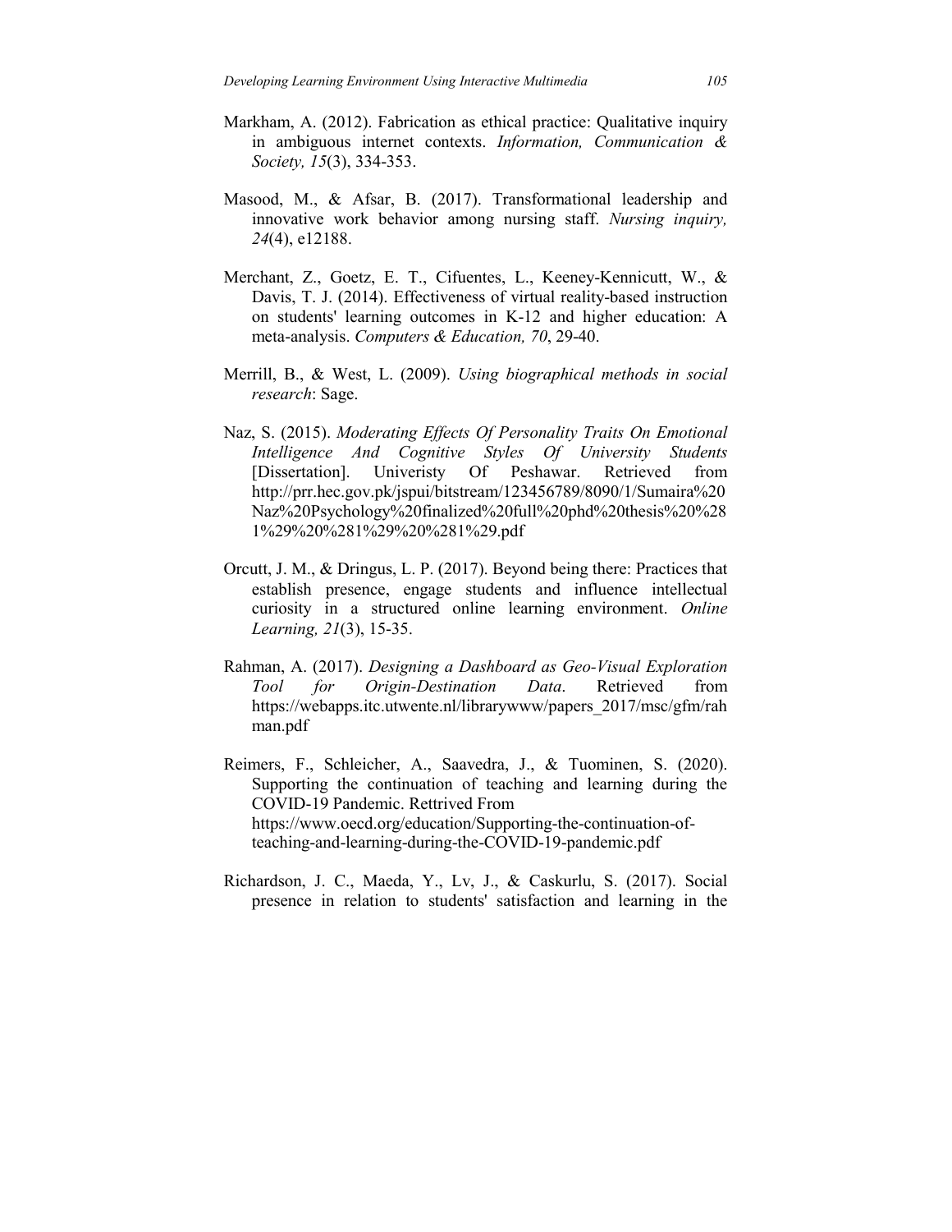Markham, A. (2012). Fabrication as ethical practice: Qualitative inquiry in ambiguous internet contexts. *Information, Communication & Society, 15*(3), 334-353.

Masood, M., & Afsar, B. (2017). Transformational leadership and innovative work behavior among nursing staff. *Nursing inquiry, 24*(4), e12188.

Merchant, Z., Goetz, E. T., Cifuentes, L., Keeney-Kennicutt, W., & Davis, T. J. (2014). Effectiveness of virtual reality-based instruction on students' learning outcomes in K-12 and higher education: A meta-analysis. *Computers & Education, 70*, 29-40.

Merrill, B., & West, L. (2009). *Using biographical methods in social research*: Sage.

Naz, S. (2015). *Moderating Effects Of Personality Traits On Emotional Intelligence And Cognitive Styles Of University Students* [Dissertation]. Univeristy Of Peshawar. Retrieved from http://prr.hec.gov.pk/jspui/bitstream/123456789/8090/1/Sumaira%20Naz%20Psychology%20finalized%20full%20phd%20thesis%20%281%29%20%281%29%20%281%29.pdf

Orcutt, J. M., & Dringus, L. P. (2017). Beyond being there: Practices that establish presence, engage students and influence intellectual curiosity in a structured online learning environment. *Online Learning, 21*(3), 15-35.

Rahman, A. (2017). *Designing a Dashboard as Geo-Visual Exploration Tool for Origin-Destination Data*. Retrieved from https://webapps.itc.utwente.nl/librarywww/papers_2017/msc/gfm/rahman.pdf

Reimers, F., Schleicher, A., Saavedra, J., & Tuominen, S. (2020). Supporting the continuation of teaching and learning during the COVID-19 Pandemic. Rettrived From https://www.oecd.org/education/Supporting-the-continuation-of-teaching-and-learning-during-the-COVID-19-pandemic.pdf

Richardson, J. C., Maeda, Y., Lv, J., & Caskurlu, S. (2017). Social presence in relation to students' satisfaction and learning in the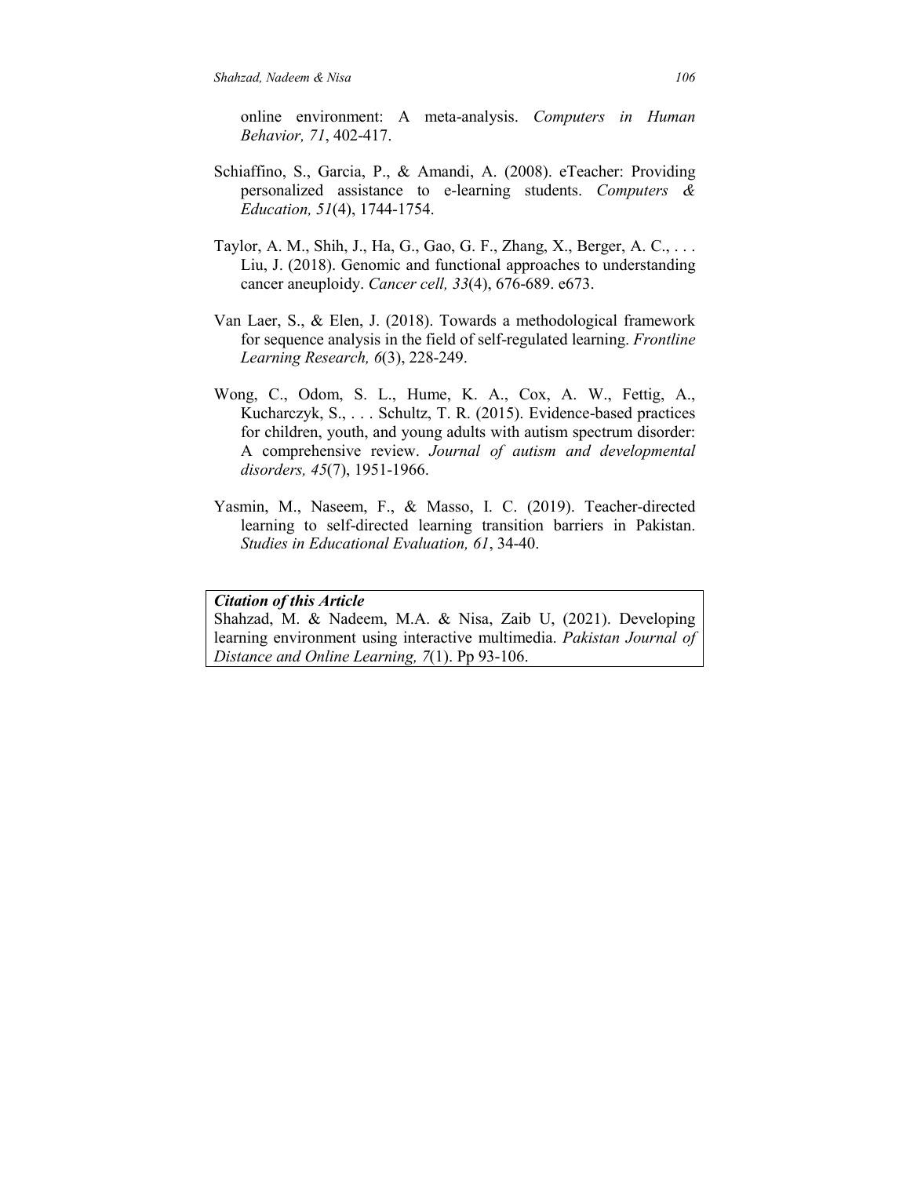online environment: A meta-analysis. *Computers in Human Behavior, 71*, 402-417.

Schiaffino, S., Garcia, P., & Amandi, A. (2008). eTeacher: Providing personalized assistance to e-learning students. *Computers & Education, 51*(4), 1744-1754.

Taylor, A. M., Shih, J., Ha, G., Gao, G. F., Zhang, X., Berger, A. C., . . . Liu, J. (2018). Genomic and functional approaches to understanding cancer aneuploidy. *Cancer cell, 33*(4), 676-689. e673.

Van Laer, S., & Elen, J. (2018). Towards a methodological framework for sequence analysis in the field of self-regulated learning. *Frontline Learning Research, 6*(3), 228-249.

Wong, C., Odom, S. L., Hume, K. A., Cox, A. W., Fettig, A., Kucharczyk, S., . . . Schultz, T. R. (2015). Evidence-based practices for children, youth, and young adults with autism spectrum disorder: A comprehensive review. *Journal of autism and developmental disorders, 45*(7), 1951-1966.

Yasmin, M., Naseem, F., & Masso, I. C. (2019). Teacher-directed learning to self-directed learning transition barriers in Pakistan. *Studies in Educational Evaluation, 61*, 34-40.

***Citation of this Article***
Shahzad, M. & Nadeem, M.A. & Nisa, Zaib U, (2021). Developing learning environment using interactive multimedia. *Pakistan Journal of Distance and Online Learning, 7*(1). Pp 93-106.